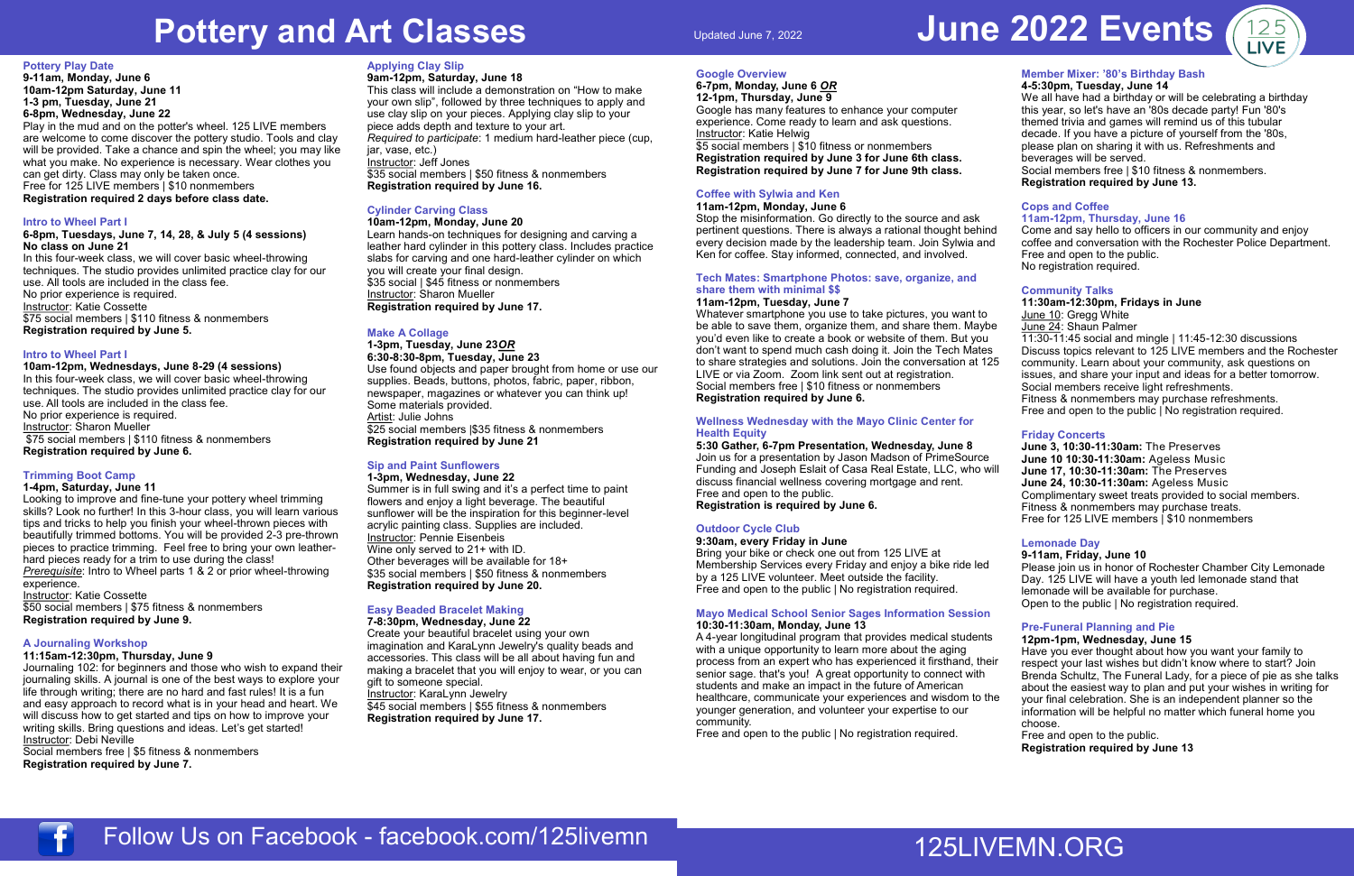# Pottery and Art Classes

Updated June 7, 2022

# June 2022 Events

### Pottery Play Date

**9-11am, Monday, June 6**
**10am-12pm Saturday, June 11**
**1-3 pm, Tuesday, June 21**
**6-8pm, Wednesday, June 22**

Play in the mud and on the potter's wheel. 125 LIVE members are welcome to come discover the pottery studio. Tools and clay will be provided. Take a chance and spin the wheel; you may like what you make. No experience is necessary. Wear clothes you can get dirty. Class may only be taken once.
Free for 125 LIVE members | $10 nonmembers
**Registration required 2 days before class date.**

### Intro to Wheel Part I

**6-8pm, Tuesdays, June 7, 14, 28, & July 5 (4 sessions)**
**No class on June 21**

In this four-week class, we will cover basic wheel-throwing techniques. The studio provides unlimited practice clay for our use. All tools are included in the class fee.
No prior experience is required.
Instructor: Katie Cossette
$75 social members | $110 fitness & nonmembers
**Registration required by June 5.**

### Intro to Wheel Part I

**10am-12pm, Wednesdays, June 8-29 (4 sessions)**

In this four-week class, we will cover basic wheel-throwing techniques. The studio provides unlimited practice clay for our use. All tools are included in the class fee.
No prior experience is required.
Instructor: Sharon Mueller
$75 social members | $110 fitness & nonmembers
**Registration required by June 6.**

### Trimming Boot Camp

**1-4pm, Saturday, June 11**

Looking to improve and fine-tune your pottery wheel trimming skills? Look no further! In this 3-hour class, you will learn various tips and tricks to help you finish your wheel-thrown pieces with beautifully trimmed bottoms. You will be provided 2-3 pre-thrown pieces to practice trimming. Feel free to bring your own leather-hard pieces ready for a trim to use during the class!
*Prerequisite*: Intro to Wheel parts 1 & 2 or prior wheel-throwing experience.
Instructor: Katie Cossette
$50 social members | $75 fitness & nonmembers
**Registration required by June 9.**

### A Journaling Workshop

**11:15am-12:30pm, Thursday, June 9**

Journaling 102: for beginners and those who wish to expand their journaling skills. A journal is one of the best ways to explore your life through writing; there are no hard and fast rules! It is a fun and easy approach to record what is in your head and heart. We will discuss how to get started and tips on how to improve your writing skills. Bring questions and ideas. Let's get started!
Instructor: Debi Neville
Social members free | $5 fitness & nonmembers
**Registration required by June 7.**

### Applying Clay Slip

**9am-12pm, Saturday, June 18**

This class will include a demonstration on "How to make your own slip", followed by three techniques to apply and use clay slip on your pieces. Applying clay slip to your piece adds depth and texture to your art.
*Required to participate*: 1 medium hard-leather piece (cup, jar, vase, etc.)
Instructor: Jeff Jones
$35 social members | $50 fitness & nonmembers
**Registration required by June 16.**

### Cylinder Carving Class

**10am-12pm, Monday, June 20**

Learn hands-on techniques for designing and carving a leather hard cylinder in this pottery class. Includes practice slabs for carving and one hard-leather cylinder on which you will create your final design.
$35 social | $45 fitness or nonmembers
Instructor: Sharon Mueller
**Registration required by June 17.**

### Make A Collage

**1-3pm, Tuesday, June 23 *OR***
**6:30-8:30-8pm, Tuesday, June 23**

Use found objects and paper brought from home or use our supplies. Beads, buttons, photos, fabric, paper, ribbon, newspaper, magazines or whatever you can think up! Some materials provided.
Artist: Julie Johns
$25 social members |$35 fitness & nonmembers
**Registration required by June 21**

### Sip and Paint Sunflowers

**1-3pm, Wednesday, June 22**

Summer is in full swing and it's a perfect time to paint flowers and enjoy a light beverage. The beautiful sunflower will be the inspiration for this beginner-level acrylic painting class. Supplies are included.
Instructor: Pennie Eisenbeis
Wine only served to 21+ with ID.
Other beverages will be available for 18+
$35 social members | $50 fitness & nonmembers
**Registration required by June 20.**

### Easy Beaded Bracelet Making

**7-8:30pm, Wednesday, June 22**

Create your beautiful bracelet using your own imagination and KaraLynn Jewelry's quality beads and accessories. This class will be all about having fun and making a bracelet that you will enjoy to wear, or you can gift to someone special.
Instructor: KaraLynn Jewelry
$45 social members | $55 fitness & nonmembers
**Registration required by June 17.**

### Google Overview

**6-7pm, Monday, June 6 *OR***
**12-1pm, Thursday, June 9**

Google has many features to enhance your computer experience. Come ready to learn and ask questions.
Instructor: Katie Helwig
$5 social members | $10 fitness or nonmembers
**Registration required by June 3 for June 6th class.**
**Registration required by June 7 for June 9th class.**

### Coffee with Sylwia and Ken

**11am-12pm, Monday, June 6**

Stop the misinformation. Go directly to the source and ask pertinent questions. There is always a rational thought behind every decision made by the leadership team. Join Sylwia and Ken for coffee. Stay informed, connected, and involved.

### Tech Mates: Smartphone Photos: save, organize, and share them with minimal $$

**11am-12pm, Tuesday, June 7**

Whatever smartphone you use to take pictures, you want to be able to save them, organize them, and share them. Maybe you'd even like to create a book or website of them. But you don't want to spend much cash doing it. Join the Tech Mates to share strategies and solutions. Join the conversation at 125 LIVE or via Zoom. Zoom link sent out at registration.
Social members free | $10 fitness or nonmembers
**Registration required by June 6.**

### Wellness Wednesday with the Mayo Clinic Center for Health Equity

**5:30 Gather, 6-7pm Presentation, Wednesday, June 8**

Join us for a presentation by Jason Madson of PrimeSource Funding and Joseph Eslait of Casa Real Estate, LLC, who will discuss financial wellness covering mortgage and rent.
Free and open to the public.
**Registration is required by June 6.**

### Outdoor Cycle Club

**9:30am, every Friday in June**

Bring your bike or check one out from 125 LIVE at Membership Services every Friday and enjoy a bike ride led by a 125 LIVE volunteer. Meet outside the facility.
Free and open to the public | No registration required.

### Mayo Medical School Senior Sages Information Session

**10:30-11:30am, Monday, June 13**

A 4-year longitudinal program that provides medical students with a unique opportunity to learn more about the aging process from an expert who has experienced it firsthand, their senior sage. that's you! A great opportunity to connect with students and make an impact in the future of American healthcare, communicate your experiences and wisdom to the younger generation, and volunteer your expertise to our community.
Free and open to the public | No registration required.

### Member Mixer: '80's Birthday Bash

**4-5:30pm, Tuesday, June 14**

We all have had a birthday or will be celebrating a birthday this year, so let's have an '80s decade party! Fun '80's themed trivia and games will remind us of this tubular decade. If you have a picture of yourself from the '80s, please plan on sharing it with us. Refreshments and beverages will be served.
Social members free | $10 fitness & nonmembers.
**Registration required by June 13.**

### Cops and Coffee

**11am-12pm, Thursday, June 16**

Come and say hello to officers in our community and enjoy coffee and conversation with the Rochester Police Department.
Free and open to the public.
No registration required.

### Community Talks

**11:30am-12:30pm, Fridays in June**

June 10: Gregg White
June 24: Shaun Palmer
11:30-11:45 social and mingle | 11:45-12:30 discussions
Discuss topics relevant to 125 LIVE members and the Rochester community. Learn about your community, ask questions on issues, and share your input and ideas for a better tomorrow.
Social members receive light refreshments.
Fitness & nonmembers may purchase refreshments.
Free and open to the public | No registration required.

### Friday Concerts

**June 3, 10:30-11:30am:** The Preserves
**June 10 10:30-11:30am:** Ageless Music
**June 17, 10:30-11:30am:** The Preserves
**June 24, 10:30-11:30am:** Ageless Music
Complimentary sweet treats provided to social members.
Fitness & nonmembers may purchase treats.
Free for 125 LIVE members | $10 nonmembers

### Lemonade Day

**9-11am, Friday, June 10**

Please join us in honor of Rochester Chamber City Lemonade Day. 125 LIVE will have a youth led lemonade stand that lemonade will be available for purchase.
Open to the public | No registration required.

### Pre-Funeral Planning and Pie

**12pm-1pm, Wednesday, June 15**

Have you ever thought about how you want your family to respect your last wishes but didn't know where to start? Join Brenda Schultz, The Funeral Lady, for a piece of pie as she talks about the easiest way to plan and put your wishes in writing for your final celebration. She is an independent planner so the information will be helpful no matter which funeral home you choose.
Free and open to the public.
**Registration required by June 13**

Follow Us on Facebook - facebook.com/125livemn

125LIVEMN.ORG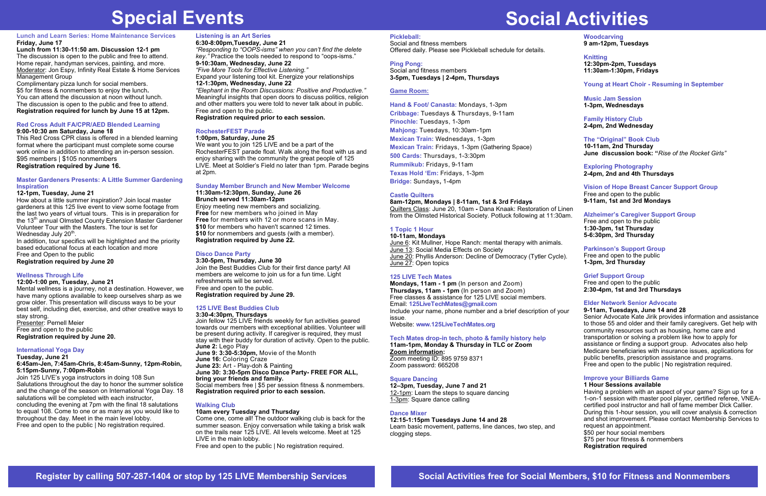# Special Events

### Lunch and Learn Series: Home Maintenance Services

**Friday, June 17**

**Lunch from 11:30-11:50 am. Discussion 12-1 pm**

The discussion is open to the public and free to attend. Home repair, handyman services, painting, and more.

Moderator: Jon Espy, Infinity Real Estate & Home Services Management Group

Complimentary pizza lunch for social members.

$5 for fitness & nonmembers to enjoy the lunch**.**

You can attend the discussion at noon without lunch.

The discussion is open to the public and free to attend.

**Registration required for lunch by June 15 at 12pm.**

### Red Cross Adult FA/CPR/AED Blended Learning

**9:00-10:30 am Saturday, June 18**

This Red Cross CPR class is offered in a blended learning format where the participant must complete some course work online in addition to attending an in-person session.

$95 members | $105 nonmembers

**Registration required by June 16.**

### Master Gardeners Presents: A Little Summer Gardening Inspiration

**12-1pm, Tuesday, June 21**

How about a little summer inspiration? Join local master gardeners at this 125 live event to view some footage from the last two years of virtual tours. This is in preparation for the 13th annual Olmsted County Extension Master Gardener Volunteer Tour with the Masters. The tour is set for Wednesday July 20th.

In addition, tour specifics will be highlighted and the priority based educational focus at each location and more

Free and Open to the public

**Registration required by June 20**

### Wellness Through Life

**12:00-1:00 pm, Tuesday, June 21**

Mental wellness is a journey, not a destination. However, we have many options available to keep ourselves sharp as we grow older. This presentation will discuss ways to be your best self, including diet, exercise, and other creative ways to stay strong.

Presenter: Pernell Meier

Free and open to the public

**Registration required by June 20.**

### International Yoga Day

**Tuesday, June 21**

**6:45am-Jen, 7:45am-Chris, 8:45am-Sunny, 12pm-Robin, 5:15pm-Sunny, 7:00pm-Robin**

Join 125 LIVE's yoga instructors in doing 108 Sun Salutations throughout the day to honor the summer solstice and the change of the season on International Yoga Day. 18 salutations will be completed with each instructor, concluding the evening at 7pm with the final 18 salutations to equal 108. Come to one or as many as you would like to throughout the day. Meet in the main level lobby.

Free and open to the public | No registration required.

### Listening is an Art Series

**6:30-8:00pm,Tuesday, June 21**

*"Responding to "OOPS-isms" when you can't find the delete key."* Practice the tools needed to respond to "oops-isms."

**9-10:30am, Wednesday, June 22**

*"Five More Tools for Effective Listening."*

Expand your listening tool kit. Energize your relationships

**12-1:30pm, Wednesday, June 22**

*"Elephant in the Room Discussions: Positive and Productive."*

Meaningful insights that open doors to discuss politics, religion and other matters you were told to never talk about in public.

Free and open to the public.

**Registration required prior to each session.**

### RochesterFEST Parade

**1:00pm, Saturday, June 25**

We want you to join 125 LIVE and be a part of the RochesterFEST parade float. Walk along the float with us and enjoy sharing with the community the great people of 125 LIVE. Meet at Soldier's Field no later than 1pm. Parade begins at 2pm.

### Sunday Member Brunch and New Member Welcome

**11:30am-12:30pm, Sunday, June 26**

**Brunch served 11:30am-12pm**

Enjoy meeting new members and socializing.

**Free** for new members who joined in May

**Free** for members with 12 or more scans in May.

**$10** for members who haven't scanned 12 times.

**$10** for nonmembers and guests (with a member).

**Registration required by June 22.**

### Disco Dance Party

**3:30-5pm, Thursday, June 30**

Join the Best Buddies Club for their first dance party! All members are welcome to join us for a fun time. Light refreshments will be served.

Free and open to the public.

**Registration required by June 29.**

### 125 LIVE Best Buddies Club

**3:30-4:30pm, Thursdays**

Join fellow 125 LIVE friends weekly for fun activities geared towards our members with exceptional abilities. Volunteer will be present during activity. If caregiver is required, they must stay with their buddy for duration of activity. Open to the public.

**June 2:** Lego Play

**June 9: 3:30-5:30pm,** Movie of the Month

**June 16:** Coloring Craze

**June 23:** Art - Play-doh & Painting

**June 30: 3:30-5pm Disco Dance Party- FREE FOR ALL, bring your friends and family.**

Social members free | $5 per session fitness & nonmembers.

**Registration required prior to each session.**

### Walking Club

**10am every Tuesday and Thursday**

Come one, come all! The outdoor walking club is back for the summer season. Enjoy conversation while taking a brisk walk on the trails near 125 LIVE. All levels welcome. Meet at 125 LIVE in the main lobby.

Free and open to the public | No registration required.

**Register by calling 507-287-1404 or stop by 125 LIVE Membership Services**

# Social Activities

### Pickleball:

Social and fitness members

Offered daily. Please see Pickleball schedule for details.

### Ping Pong:

Social and fitness members

**3-5pm, Tuesdays | 2-4pm, Thursdays**

### Game Room:

**Hand & Foot/ Canasta:** Mondays, 1-3pm

**Cribbage:** Tuesdays & Thursdays, 9-11am

**Pinochle:** Tuesdays, 1-3pm

**Mahjong:** Tuesdays, 10:30am-1pm

**Mexican Train:** Wednesdays, 1-3pm

**Mexican Train:** Fridays, 1-3pm (Gathering Space)

**500 Cards:** Thursdays, 1-3:30pm

**Rummikub:** Fridays, 9-11am

**Texas Hold 'Em:** Fridays, 1-3pm

**Bridge:** Sundays, 1-4pm

### Castle Quilters

**8am-12pm, Mondays | 8-11am, 1st & 3rd Fridays**

Quilters Class: June 20, 10am **-** Dana Knaak: Restoration of Linen from the Olmsted Historical Society. Potluck following at 11:30am.

### 1 Topic 1 Hour

**10-11am, Mondays**

June 6: Kit Mullner, Hope Ranch: mental therapy with animals.

June 13: Social Media Effects on Society

June 20: Phyllis Anderson: Decline of Democracy (Tytler Cycle).

June 27: Open topics

### 125 LIVE Tech Mates

**Mondays, 11am - 1 pm** (In person and Zoom)

**Thursdays, 11am - 1pm** (In person and Zoom)

Free classes & assistance for 125 LIVE social members.

Email: **125LiveTechMates@gmail.com**

Include your name, phone number and a brief description of your issue.

Website: **www.125LiveTechMates.org**

### Tech Mates drop-in tech, photo & family history help

**11am-1pm, Monday & Thursday in TLC or Zoom**

**Zoom information:**

Zoom meeting ID: 895 9759 8371

Zoom password: 665208

### Square Dancing

**12–3pm, Tuesday, June 7 and 21**

12-1pm: Learn the steps to square dancing

1-3pm: Square dance calling

### Dance Mixer

**12:15-1:15pm Tuesdays June 14 and 28**

Learn basic movement, patterns, line dances, two step, and clogging steps.

### Woodcarving

**9 am-12pm, Tuesdays**

### Knitting

**12:30pm-2pm, Tuesdays**

**11:30am-1:30pm, Fridays**

### Young at Heart Choir - Resuming in September

### Music Jam Session

**1-3pm, Wednesdays**

### Family History Club

**2-4pm, 2nd Wednesday**

### The "Original" Book Club

**10-11am, 2nd Thursday**

**June discussion book: "***Rise of the Rocket Girls"*

### Exploring Photography

**2-4pm, 2nd and 4th Thursdays**

### Vision of Hope Breast Cancer Support Group

Free and open to the public

**9-11am, 1st and 3rd Mondays**

### Alzheimer's Caregiver Support Group

Free and open to the public

**1:30-3pm, 1st Thursday**

**5-6:30pm, 3rd Thursday**

### Parkinson's Support Group

Free and open to the public

**1-3pm, 3rd Thursday**

### Grief Support Group

Free and open to the public

**2:30-4pm, 1st and 3rd Thursdays**

### Elder Network Senior Advocate

**9-11am, Tuesdays, June 14 and 28**

Senior Advocate Kate Jirik provides information and assistance to those 55 and older and their family caregivers. Get help with community resources such as housing, home care and transportation or solving a problem like how to apply for assistance or finding a support group. Advocates also help Medicare beneficiaries with insurance issues, applications for public benefits, prescription assistance and programs.

Free and open to the public | No registration required.

### Improve your Billiards Game

**1 Hour Sessions available**

Having a problem with an aspect of your game? Sign up for a 1-on-1 session with master pool player, certified referee, VNEA-certified pool instructor and hall of fame member Dick Callier. During this 1-hour session, you will cover analysis & correction and shot improvement. Please contact Membership Services to request an appointment.

$50 per hour social members

$75 per hour fitness & nonmembers

**Registration required**

**Social Activities free for Social Members, $10 for Fitness and Nonmembers**